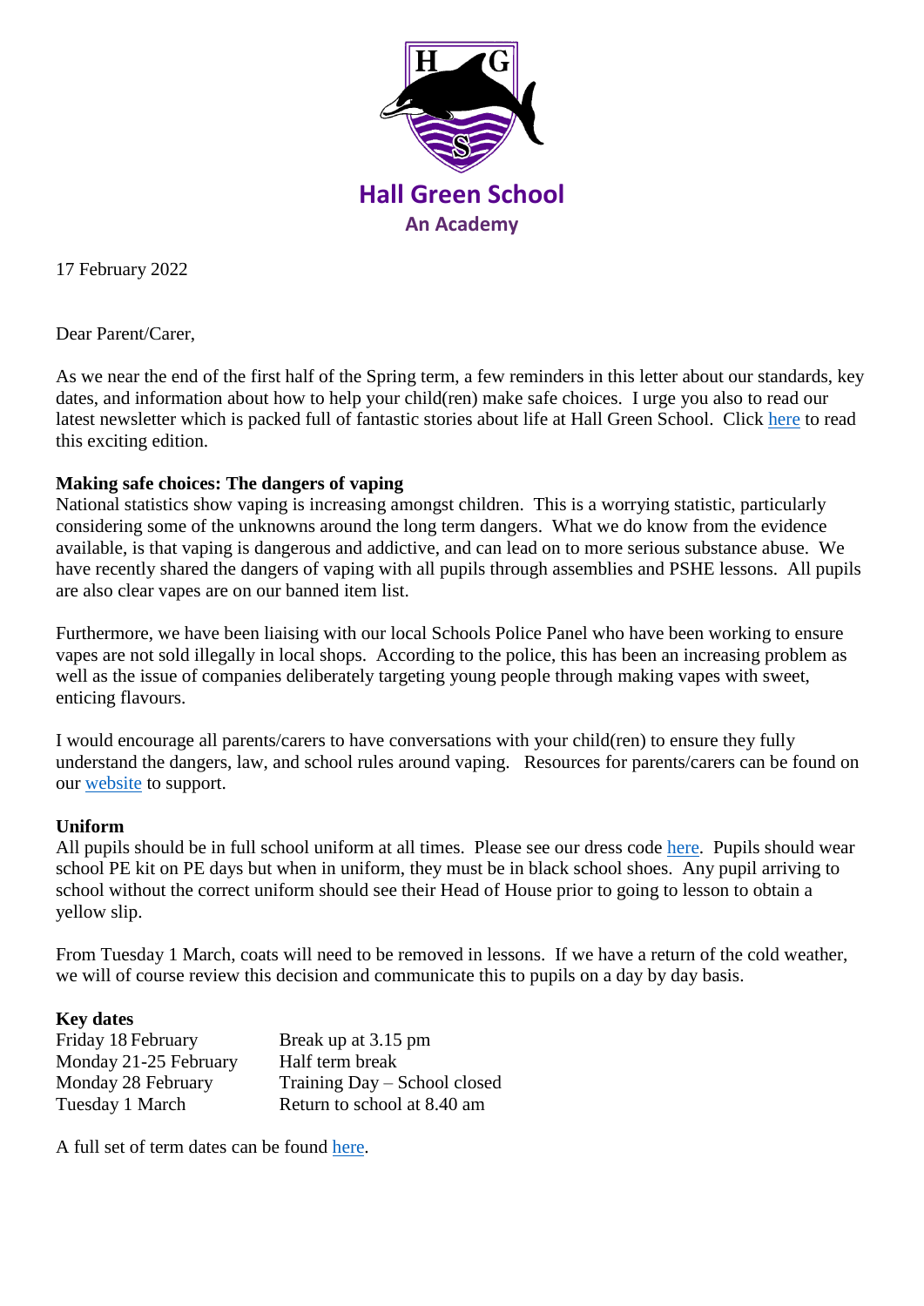Hall Green School

An Academy

17 February 2022

Dear Parent/Carer,

As we near the end of the first half of the Spring term, a few reminders in this letter about our standards, key dates, and information about how to help your child(ren) make safe choices. I urge you also to read our latest newsletter which is packed full of fantastic stories about life at Hall Green School. Click here to read this exciting edition.

**Making safe choices: The dangers of vaping**

National statistics show vaping is increasing amongst children. This is a worrying statistic, particularly considering some of the unknowns around the long term dangers. What we do know from the evidence available, is that vaping is dangerous and addictive, and can lead on to more serious substance abuse. We have recently shared the dangers of vaping with all pupils through assemblies and PSHE lessons. All pupils are also clear vapes are on our banned item list.

Furthermore, we have been liaising with our local Schools Police Panel who have been working to ensure vapes are not sold illegally in local shops. According to the police, this has been an increasing problem as well as the issue of companies deliberately targeting young people through making vapes with sweet, enticing flavours.

I would encourage all parents/carers to have conversations with your child(ren) to ensure they fully understand the dangers, law, and school rules around vaping. Resources for parents/carers can be found on our website to support.

**Uniform**

All pupils should be in full school uniform at all times. Please see our dress code here. Pupils should wear school PE kit on PE days but when in uniform, they must be in black school shoes. Any pupil arriving to school without the correct uniform should see their Head of House prior to going to lesson to obtain a yellow slip.

From Tuesday 1 March, coats will need to be removed in lessons. If we have a return of the cold weather, we will of course review this decision and communicate this to pupils on a day by day basis.

**Key dates**

| | |
|---|---|
| Friday 18 February | Break up at 3.15 pm |
| Monday 21-25 February | Half term break |
| Monday 28 February | Training Day – School closed |
| Tuesday 1 March | Return to school at 8.40 am |

A full set of term dates can be found here.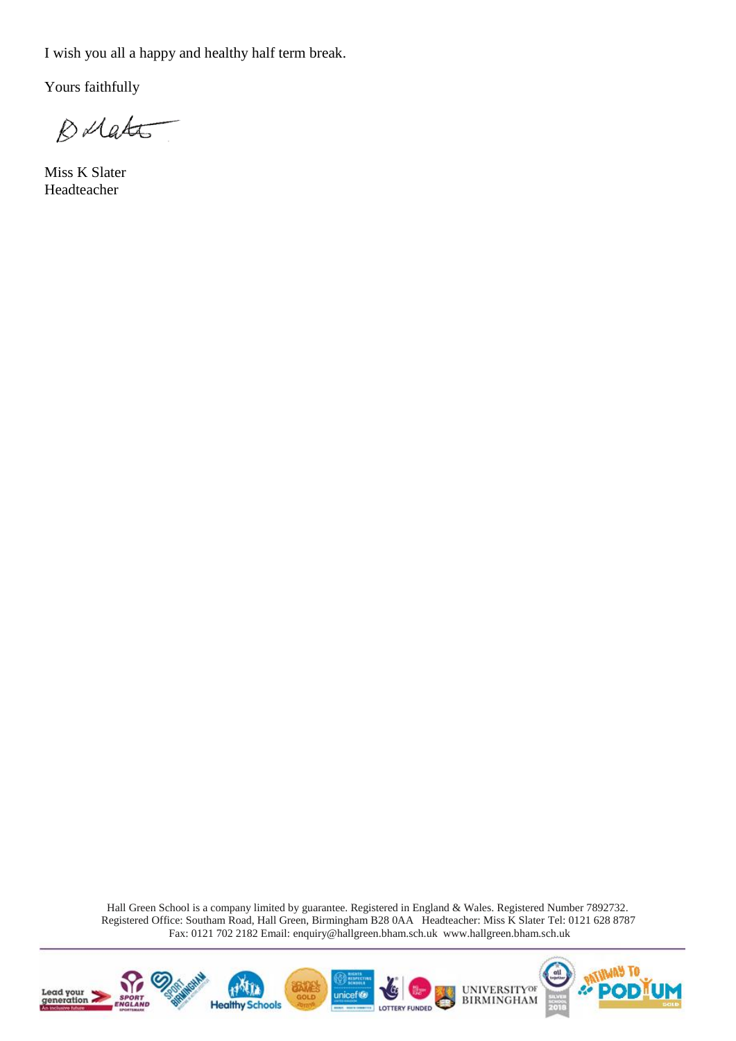I wish you all a happy and healthy half term break.

Yours faithfully

Miss K Slater
Headteacher

Hall Green School is a company limited by guarantee. Registered in England & Wales. Registered Number 7892732.
Registered Office: Southam Road, Hall Green, Birmingham B28 0AA Headteacher: Miss K Slater Tel: 0121 628 8787
Fax: 0121 702 2182 Email: enquiry@hallgreen.bham.sch.uk www.hallgreen.bham.sch.uk